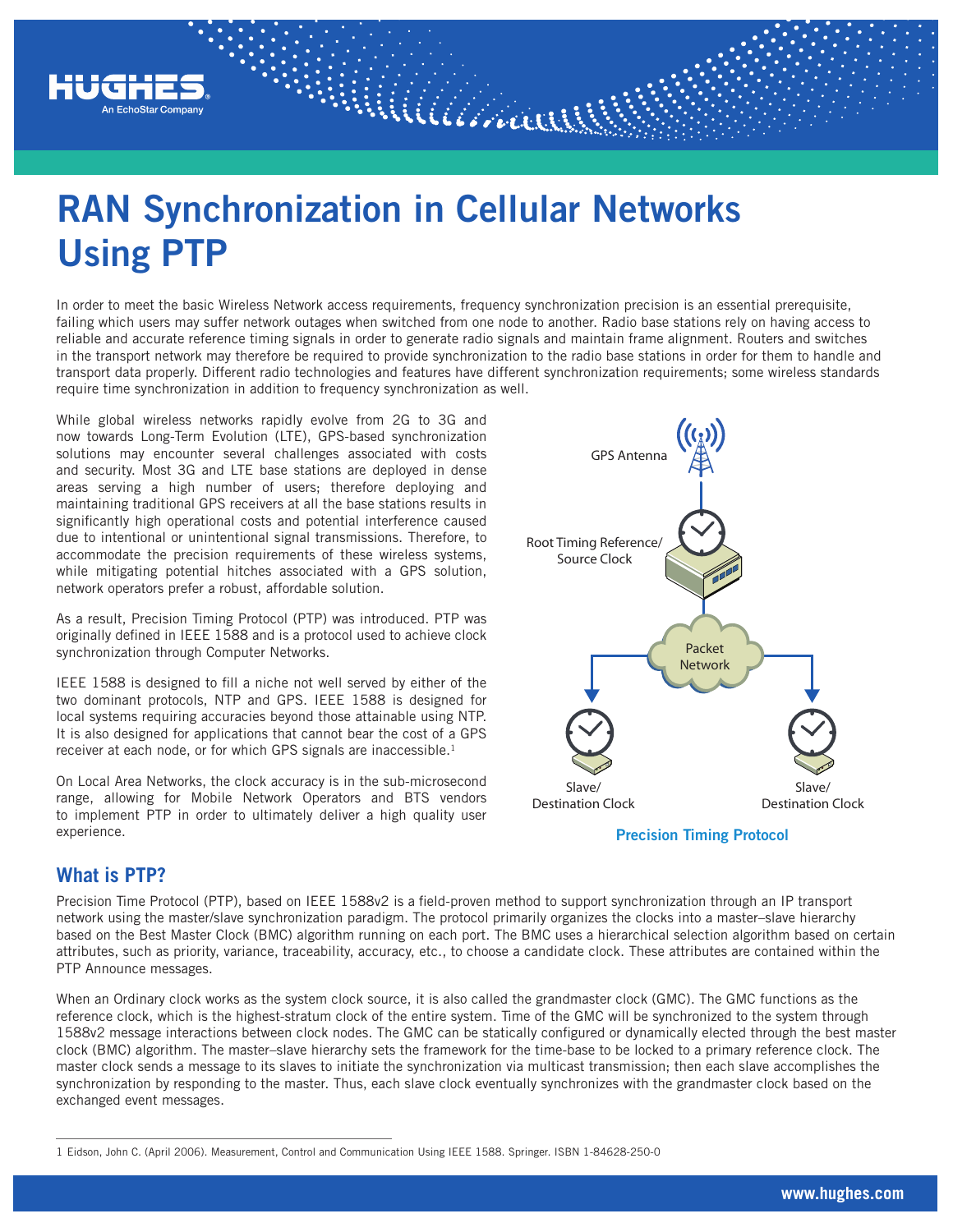# RAN Synchronization in Cellular Networks Using PTP

In order to meet the basic Wireless Network access requirements, frequency synchronization precision is an essential prerequisite, failing which users may suffer network outages when switched from one node to another. Radio base stations rely on having access to reliable and accurate reference timing signals in order to generate radio signals and maintain frame alignment. Routers and switches in the transport network may therefore be required to provide synchronization to the radio base stations in order for them to handle and transport data properly. Different radio technologies and features have different synchronization requirements; some wireless standards require time synchronization in addition to frequency synchronization as well.

While global wireless networks rapidly evolve from 2G to 3G and now towards Long-Term Evolution (LTE), GPS-based synchronization solutions may encounter several challenges associated with costs and security. Most 3G and LTE base stations are deployed in dense areas serving a high number of users; therefore deploying and maintaining traditional GPS receivers at all the base stations results in significantly high operational costs and potential interference caused due to intentional or unintentional signal transmissions. Therefore, to accommodate the precision requirements of these wireless systems, while mitigating potential hitches associated with a GPS solution, network operators prefer a robust, affordable solution.

As a result, Precision Timing Protocol (PTP) was introduced. PTP was originally defined in IEEE 1588 and is a protocol used to achieve clock synchronization through Computer Networks.

IEEE 1588 is designed to fill a niche not well served by either of the two dominant protocols, NTP and GPS. IEEE 1588 is designed for local systems requiring accuracies beyond those attainable using NTP. It is also designed for applications that cannot bear the cost of a GPS receiver at each node, or for which GPS signals are inaccessible.[1]

On Local Area Networks, the clock accuracy is in the sub-microsecond range, allowing for Mobile Network Operators and BTS vendors to implement PTP in order to ultimately deliver a high quality user experience.

GPS Antenna

Root Timing Reference/ Source Clock

Packet Network

Slave/ Destination Clock

Slave/ Destination Clock

**Precision Timing Protocol**

## What is PTP?

Precision Time Protocol (PTP), based on IEEE 1588v2 is a field-proven method to support synchronization through an IP transport network using the master/slave synchronization paradigm. The protocol primarily organizes the clocks into a master–slave hierarchy based on the Best Master Clock (BMC) algorithm running on each port. The BMC uses a hierarchical selection algorithm based on certain attributes, such as priority, variance, traceability, accuracy, etc., to choose a candidate clock. These attributes are contained within the PTP Announce messages.

When an Ordinary clock works as the system clock source, it is also called the grandmaster clock (GMC). The GMC functions as the reference clock, which is the highest-stratum clock of the entire system. Time of the GMC will be synchronized to the system through 1588v2 message interactions between clock nodes. The GMC can be statically configured or dynamically elected through the best master clock (BMC) algorithm. The master–slave hierarchy sets the framework for the time-base to be locked to a primary reference clock. The master clock sends a message to its slaves to initiate the synchronization via multicast transmission; then each slave accomplishes the synchronization by responding to the master. Thus, each slave clock eventually synchronizes with the grandmaster clock based on the exchanged event messages.

---

1 Eidson, John C. (April 2006). Measurement, Control and Communication Using IEEE 1588. Springer. ISBN 1-84628-250-0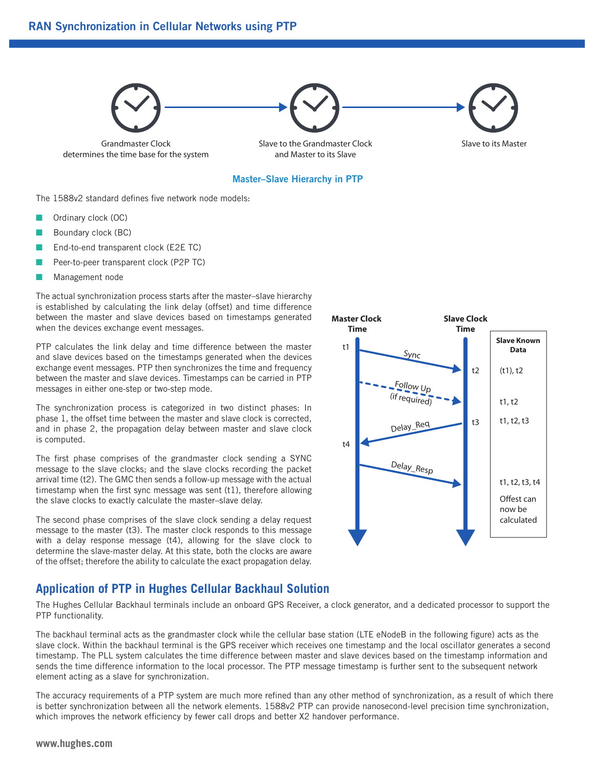Grandmaster Clock determines the time base for the system

Slave to the Grandmaster Clock and Master to its Slave

Slave to its Master

**Master–Slave Hierarchy in PTP**

The 1588v2 standard defines five network node models:

- Ordinary clock (OC)
- Boundary clock (BC)
- End-to-end transparent clock (E2E TC)
- Peer-to-peer transparent clock (P2P TC)
- Management node

The actual synchronization process starts after the master–slave hierarchy is established by calculating the link delay (offset) and time difference between the master and slave devices based on timestamps generated when the devices exchange event messages.

PTP calculates the link delay and time difference between the master and slave devices based on the timestamps generated when the devices exchange event messages. PTP then synchronizes the time and frequency between the master and slave devices. Timestamps can be carried in PTP messages in either one-step or two-step mode.

The synchronization process is categorized in two distinct phases: In phase 1, the offset time between the master and slave clock is corrected, and in phase 2, the propagation delay between master and slave clock is computed.

The first phase comprises of the grandmaster clock sending a SYNC message to the slave clocks; and the slave clocks recording the packet arrival time (t2). The GMC then sends a follow-up message with the actual timestamp when the first sync message was sent (t1), therefore allowing the slave clocks to exactly calculate the master–slave delay.

The second phase comprises of the slave clock sending a delay request message to the master (t3). The master clock responds to this message with a delay response message (t4), allowing for the slave clock to determine the slave-master delay. At this state, both the clocks are aware of the offset; therefore the ability to calculate the exact propagation delay.

| Master Clock Time | | Slave Clock Time | Slave Known Data |
|---|---|---|---|
| t1 | Sync → | t2 | (t1), t2 |
| | Follow Up (if required) → | | t1, t2 |
| t4 | ← Delay_Req | t3 | t1, t2, t3 |
| | Delay_Resp → | | t1, t2, t3, t4 |
| | | | Offset can now be calculated |

## Application of PTP in Hughes Cellular Backhaul Solution

The Hughes Cellular Backhaul terminals include an onboard GPS Receiver, a clock generator, and a dedicated processor to support the PTP functionality.

The backhaul terminal acts as the grandmaster clock while the cellular base station (LTE eNodeB in the following figure) acts as the slave clock. Within the backhaul terminal is the GPS receiver which receives one timestamp and the local oscillator generates a second timestamp. The PLL system calculates the time difference between master and slave devices based on the timestamp information and sends the time difference information to the local processor. The PTP message timestamp is further sent to the subsequent network element acting as a slave for synchronization.

The accuracy requirements of a PTP system are much more refined than any other method of synchronization, as a result of which there is better synchronization between all the network elements. 1588v2 PTP can provide nanosecond-level precision time synchronization, which improves the network efficiency by fewer call drops and better X2 handover performance.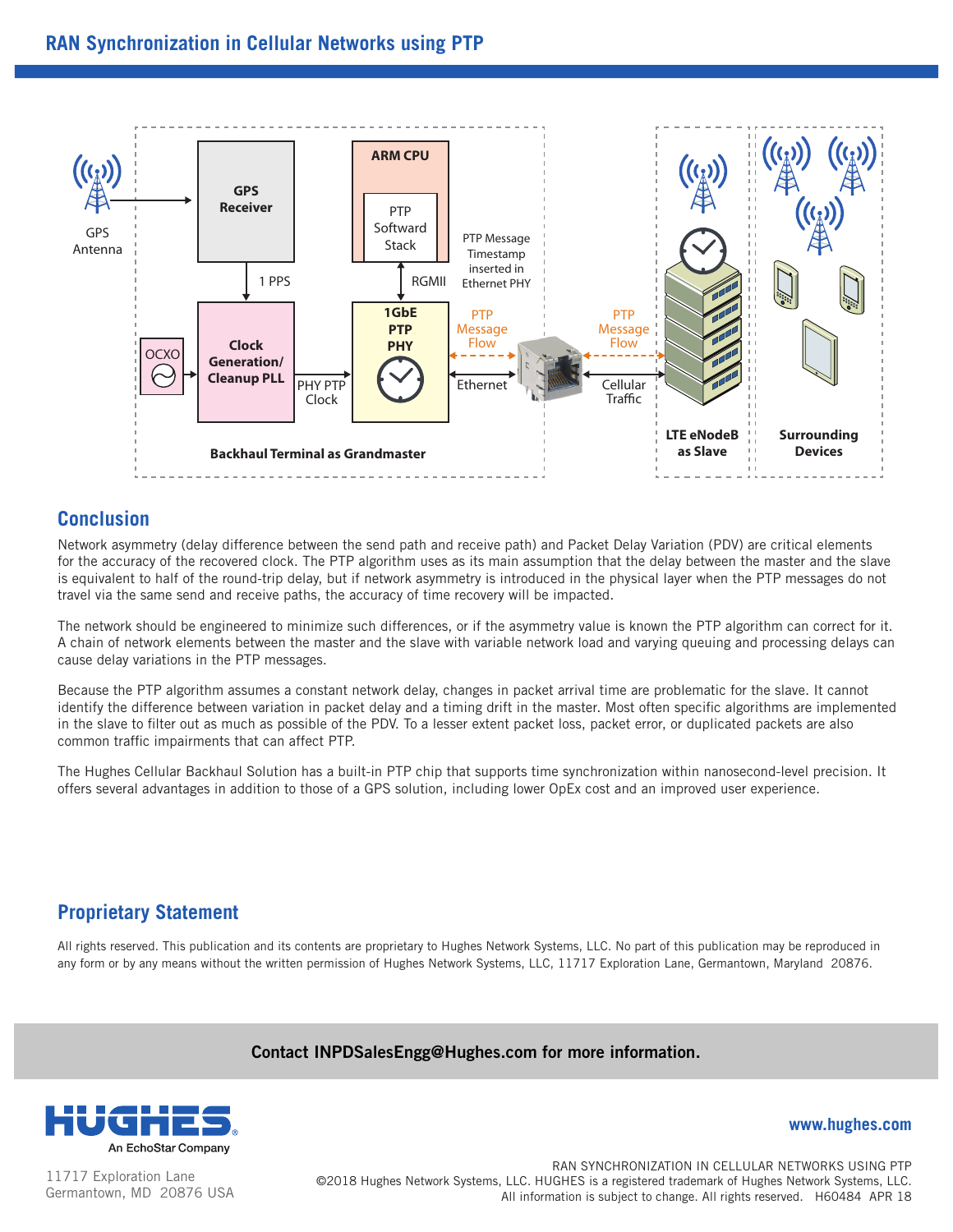# RAN Synchronization in Cellular Networks using PTP

GPS Antenna

GPS Receiver

1 PPS

ARM CPU

PTP Softward Stack

RGMII

PTP Message Timestamp inserted in Ethernet PHY

OCXO

Clock Generation/ Cleanup PLL

PHY PTP Clock

1GbE PTP PHY

PTP Message Flow

Ethernet

PTP Message Flow

Cellular Traffic

Backhaul Terminal as Grandmaster

LTE eNodeB as Slave

Surrounding Devices

## Conclusion

Network asymmetry (delay difference between the send path and receive path) and Packet Delay Variation (PDV) are critical elements for the accuracy of the recovered clock. The PTP algorithm uses as its main assumption that the delay between the master and the slave is equivalent to half of the round-trip delay, but if network asymmetry is introduced in the physical layer when the PTP messages do not travel via the same send and receive paths, the accuracy of time recovery will be impacted.

The network should be engineered to minimize such differences, or if the asymmetry value is known the PTP algorithm can correct for it. A chain of network elements between the master and the slave with variable network load and varying queuing and processing delays can cause delay variations in the PTP messages.

Because the PTP algorithm assumes a constant network delay, changes in packet arrival time are problematic for the slave. It cannot identify the difference between variation in packet delay and a timing drift in the master. Most often specific algorithms are implemented in the slave to filter out as much as possible of the PDV. To a lesser extent packet loss, packet error, or duplicated packets are also common traffic impairments that can affect PTP.

The Hughes Cellular Backhaul Solution has a built-in PTP chip that supports time synchronization within nanosecond-level precision. It offers several advantages in addition to those of a GPS solution, including lower OpEx cost and an improved user experience.

## Proprietary Statement

All rights reserved. This publication and its contents are proprietary to Hughes Network Systems, LLC. No part of this publication may be reproduced in any form or by any means without the written permission of Hughes Network Systems, LLC, 11717 Exploration Lane, Germantown, Maryland 20876.

**Contact INPDSalesEngg@Hughes.com for more information.**

HUGHES
An EchoStar Company

11717 Exploration Lane
Germantown, MD 20876 USA

www.hughes.com

RAN SYNCHRONIZATION IN CELLULAR NETWORKS USING PTP
©2018 Hughes Network Systems, LLC. HUGHES is a registered trademark of Hughes Network Systems, LLC.
All information is subject to change. All rights reserved. H60484 APR 18